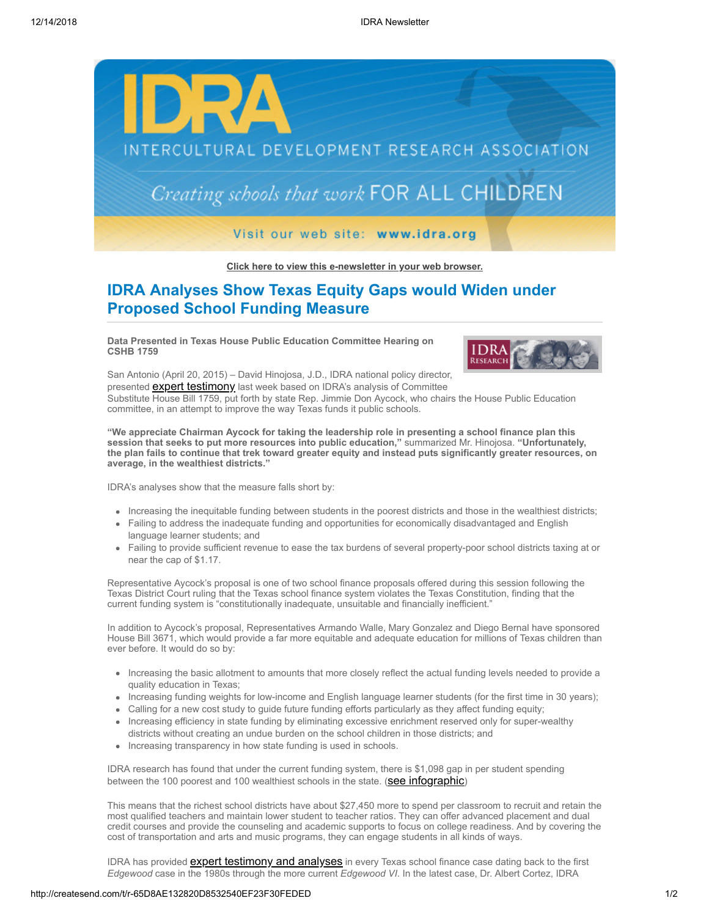Click here to view this e-newsletter in your web browser.

# IDRA Analyses Show Texas Equity Gaps would Widen under Proposed School Funding Measure

**Data Presented in Texas House Public Education Committee Hearing on CSHB 1759**

San Antonio (April 20, 2015) – David Hinojosa, J.D., IDRA national policy director, presented expert testimony last week based on IDRA's analysis of Committee Substitute House Bill 1759, put forth by state Rep. Jimmie Don Aycock, who chairs the House Public Education committee, in an attempt to improve the way Texas funds it public schools.

**"We appreciate Chairman Aycock for taking the leadership role in presenting a school finance plan this session that seeks to put more resources into public education,"** summarized Mr. Hinojosa. **"Unfortunately, the plan fails to continue that trek toward greater equity and instead puts significantly greater resources, on average, in the wealthiest districts."**

IDRA's analyses show that the measure falls short by:

- Increasing the inequitable funding between students in the poorest districts and those in the wealthiest districts;
- Failing to address the inadequate funding and opportunities for economically disadvantaged and English language learner students; and
- Failing to provide sufficient revenue to ease the tax burdens of several property-poor school districts taxing at or near the cap of $1.17.

Representative Aycock's proposal is one of two school finance proposals offered during this session following the Texas District Court ruling that the Texas school finance system violates the Texas Constitution, finding that the current funding system is "constitutionally inadequate, unsuitable and financially inefficient."

In addition to Aycock's proposal, Representatives Armando Walle, Mary Gonzalez and Diego Bernal have sponsored House Bill 3671, which would provide a far more equitable and adequate education for millions of Texas children than ever before. It would do so by:

- Increasing the basic allotment to amounts that more closely reflect the actual funding levels needed to provide a quality education in Texas;
- Increasing funding weights for low-income and English language learner students (for the first time in 30 years);
- Calling for a new cost study to guide future funding efforts particularly as they affect funding equity;
- Increasing efficiency in state funding by eliminating excessive enrichment reserved only for super-wealthy districts without creating an undue burden on the school children in those districts; and
- Increasing transparency in how state funding is used in schools.

IDRA research has found that under the current funding system, there is $1,098 gap in per student spending between the 100 poorest and 100 wealthiest schools in the state. (see infographic)

This means that the richest school districts have about $27,450 more to spend per classroom to recruit and retain the most qualified teachers and maintain lower student to teacher ratios. They can offer advanced placement and dual credit courses and provide the counseling and academic supports to focus on college readiness. And by covering the cost of transportation and arts and music programs, they can engage students in all kinds of ways.

IDRA has provided expert testimony and analyses in every Texas school finance case dating back to the first *Edgewood* case in the 1980s through the more current *Edgewood VI*. In the latest case, Dr. Albert Cortez, IDRA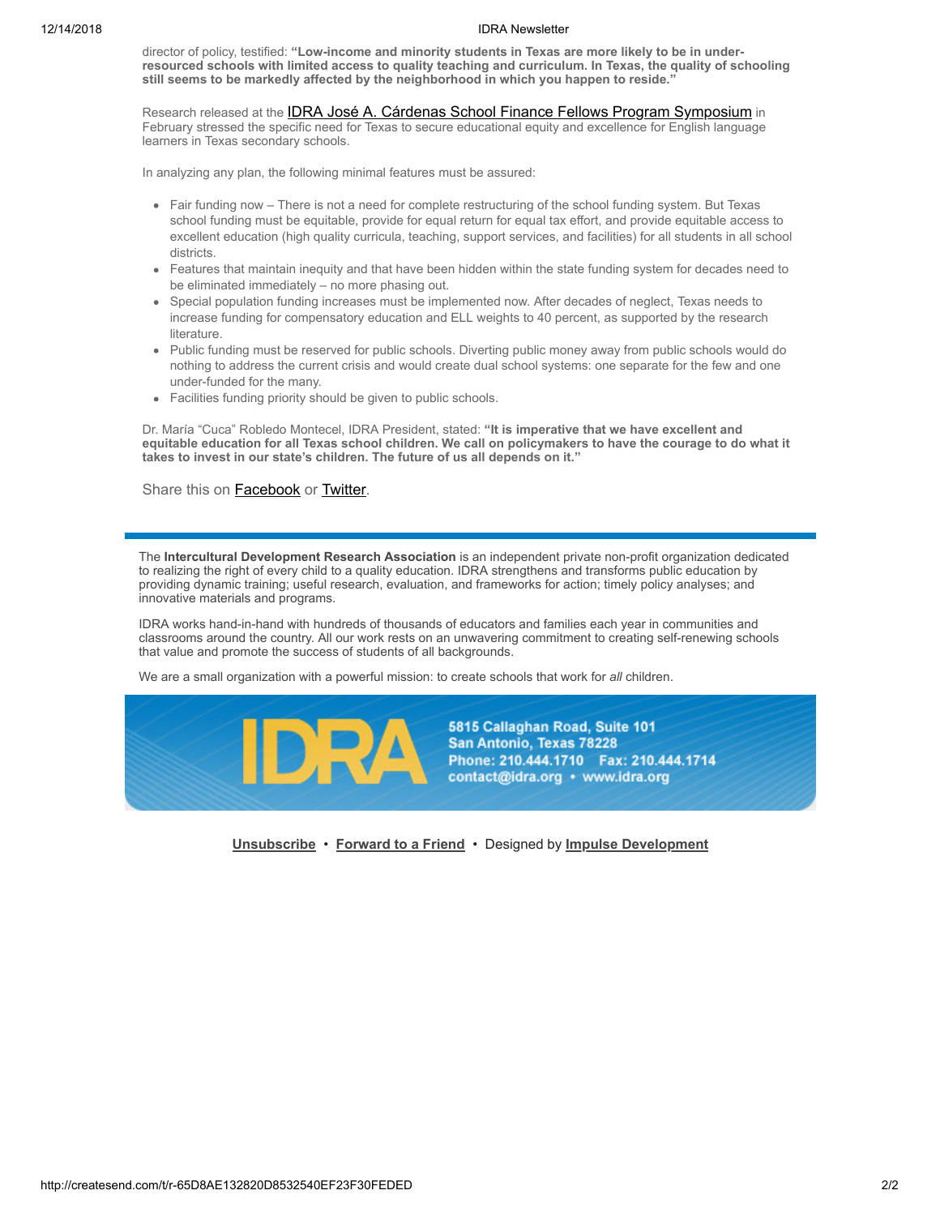director of policy, testified: **"Low-income and minority students in Texas are more likely to be in under-resourced schools with limited access to quality teaching and curriculum. In Texas, the quality of schooling still seems to be markedly affected by the neighborhood in which you happen to reside."**

Research released at the IDRA José A. Cárdenas School Finance Fellows Program Symposium in February stressed the specific need for Texas to secure educational equity and excellence for English language learners in Texas secondary schools.

In analyzing any plan, the following minimal features must be assured:

- Fair funding now – There is not a need for complete restructuring of the school funding system. But Texas school funding must be equitable, provide for equal return for equal tax effort, and provide equitable access to excellent education (high quality curricula, teaching, support services, and facilities) for all students in all school districts.
- Features that maintain inequity and that have been hidden within the state funding system for decades need to be eliminated immediately – no more phasing out.
- Special population funding increases must be implemented now. After decades of neglect, Texas needs to increase funding for compensatory education and ELL weights to 40 percent, as supported by the research literature.
- Public funding must be reserved for public schools. Diverting public money away from public schools would do nothing to address the current crisis and would create dual school systems: one separate for the few and one under-funded for the many.
- Facilities funding priority should be given to public schools.

Dr. María "Cuca" Robledo Montecel, IDRA President, stated: **"It is imperative that we have excellent and equitable education for all Texas school children. We call on policymakers to have the courage to do what it takes to invest in our state's children. The future of us all depends on it."**

Share this on Facebook or Twitter.

---

The **Intercultural Development Research Association** is an independent private non-profit organization dedicated to realizing the right of every child to a quality education. IDRA strengthens and transforms public education by providing dynamic training; useful research, evaluation, and frameworks for action; timely policy analyses; and innovative materials and programs.

IDRA works hand-in-hand with hundreds of thousands of educators and families each year in communities and classrooms around the country. All our work rests on an unwavering commitment to creating self-renewing schools that value and promote the success of students of all backgrounds.

We are a small organization with a powerful mission: to create schools that work for *all* children.

IDRA

5815 Callaghan Road, Suite 101
San Antonio, Texas 78228
Phone: 210.444.1710 Fax: 210.444.1714
contact@idra.org • www.idra.org

Unsubscribe • Forward to a Friend • Designed by Impulse Development